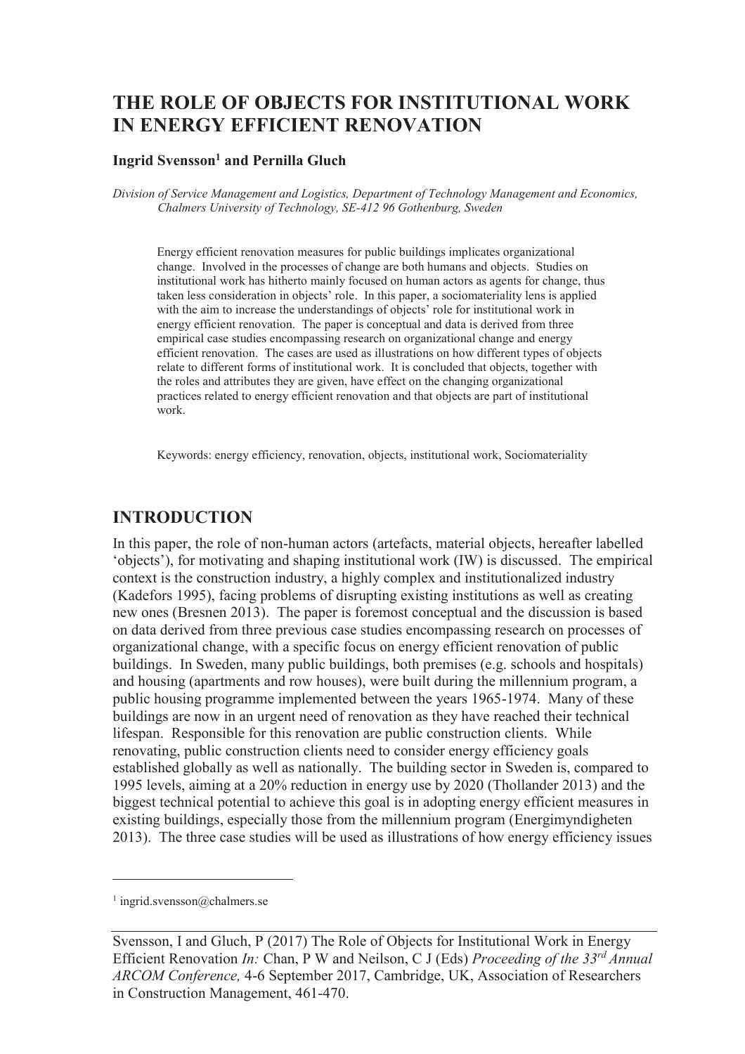# THE ROLE OF OBJECTS FOR INSTITUTIONAL WORK IN ENERGY EFFICIENT RENOVATION

**Ingrid Svensson[1] and Pernilla Gluch**

*Division of Service Management and Logistics, Department of Technology Management and Economics, Chalmers University of Technology, SE-412 96 Gothenburg, Sweden*

Energy efficient renovation measures for public buildings implicates organizational change. Involved in the processes of change are both humans and objects. Studies on institutional work has hitherto mainly focused on human actors as agents for change, thus taken less consideration in objects' role. In this paper, a sociomateriality lens is applied with the aim to increase the understandings of objects' role for institutional work in energy efficient renovation. The paper is conceptual and data is derived from three empirical case studies encompassing research on organizational change and energy efficient renovation. The cases are used as illustrations on how different types of objects relate to different forms of institutional work. It is concluded that objects, together with the roles and attributes they are given, have effect on the changing organizational practices related to energy efficient renovation and that objects are part of institutional work.

Keywords: energy efficiency, renovation, objects, institutional work, Sociomateriality

## INTRODUCTION

In this paper, the role of non-human actors (artefacts, material objects, hereafter labelled 'objects'), for motivating and shaping institutional work (IW) is discussed. The empirical context is the construction industry, a highly complex and institutionalized industry (Kadefors 1995), facing problems of disrupting existing institutions as well as creating new ones (Bresnen 2013). The paper is foremost conceptual and the discussion is based on data derived from three previous case studies encompassing research on processes of organizational change, with a specific focus on energy efficient renovation of public buildings. In Sweden, many public buildings, both premises (e.g. schools and hospitals) and housing (apartments and row houses), were built during the millennium program, a public housing programme implemented between the years 1965-1974. Many of these buildings are now in an urgent need of renovation as they have reached their technical lifespan. Responsible for this renovation are public construction clients. While renovating, public construction clients need to consider energy efficiency goals established globally as well as nationally. The building sector in Sweden is, compared to 1995 levels, aiming at a 20% reduction in energy use by 2020 (Thollander 2013) and the biggest technical potential to achieve this goal is in adopting energy efficient measures in existing buildings, especially those from the millennium program (Energimyndigheten 2013). The three case studies will be used as illustrations of how energy efficiency issues

[1] ingrid.svensson@chalmers.se

Svensson, I and Gluch, P (2017) The Role of Objects for Institutional Work in Energy Efficient Renovation *In:* Chan, P W and Neilson, C J (Eds) *Proceeding of the 33rd Annual ARCOM Conference,* 4-6 September 2017, Cambridge, UK, Association of Researchers in Construction Management, 461-470.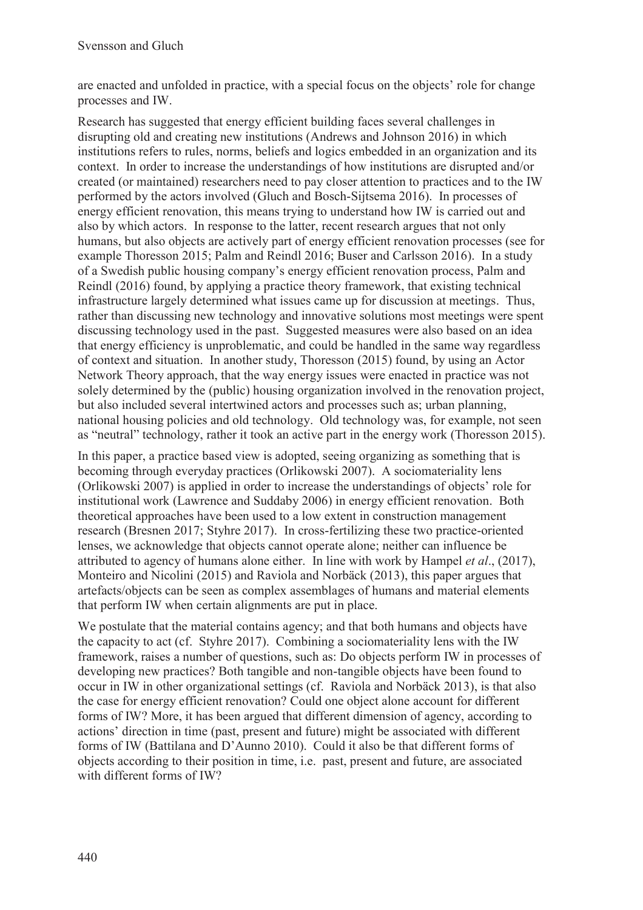are enacted and unfolded in practice, with a special focus on the objects' role for change processes and IW.

Research has suggested that energy efficient building faces several challenges in disrupting old and creating new institutions (Andrews and Johnson 2016) in which institutions refers to rules, norms, beliefs and logics embedded in an organization and its context. In order to increase the understandings of how institutions are disrupted and/or created (or maintained) researchers need to pay closer attention to practices and to the IW performed by the actors involved (Gluch and Bosch-Sijtsema 2016). In processes of energy efficient renovation, this means trying to understand how IW is carried out and also by which actors. In response to the latter, recent research argues that not only humans, but also objects are actively part of energy efficient renovation processes (see for example Thoresson 2015; Palm and Reindl 2016; Buser and Carlsson 2016). In a study of a Swedish public housing company's energy efficient renovation process, Palm and Reindl (2016) found, by applying a practice theory framework, that existing technical infrastructure largely determined what issues came up for discussion at meetings. Thus, rather than discussing new technology and innovative solutions most meetings were spent discussing technology used in the past. Suggested measures were also based on an idea that energy efficiency is unproblematic, and could be handled in the same way regardless of context and situation. In another study, Thoresson (2015) found, by using an Actor Network Theory approach, that the way energy issues were enacted in practice was not solely determined by the (public) housing organization involved in the renovation project, but also included several intertwined actors and processes such as; urban planning, national housing policies and old technology. Old technology was, for example, not seen as "neutral" technology, rather it took an active part in the energy work (Thoresson 2015).

In this paper, a practice based view is adopted, seeing organizing as something that is becoming through everyday practices (Orlikowski 2007). A sociomateriality lens (Orlikowski 2007) is applied in order to increase the understandings of objects' role for institutional work (Lawrence and Suddaby 2006) in energy efficient renovation. Both theoretical approaches have been used to a low extent in construction management research (Bresnen 2017; Styhre 2017). In cross-fertilizing these two practice-oriented lenses, we acknowledge that objects cannot operate alone; neither can influence be attributed to agency of humans alone either. In line with work by Hampel *et al*., (2017), Monteiro and Nicolini (2015) and Raviola and Norbäck (2013), this paper argues that artefacts/objects can be seen as complex assemblages of humans and material elements that perform IW when certain alignments are put in place.

We postulate that the material contains agency; and that both humans and objects have the capacity to act (cf. Styhre 2017). Combining a sociomateriality lens with the IW framework, raises a number of questions, such as: Do objects perform IW in processes of developing new practices? Both tangible and non-tangible objects have been found to occur in IW in other organizational settings (cf. Raviola and Norbäck 2013), is that also the case for energy efficient renovation? Could one object alone account for different forms of IW? More, it has been argued that different dimension of agency, according to actions' direction in time (past, present and future) might be associated with different forms of IW (Battilana and D'Aunno 2010). Could it also be that different forms of objects according to their position in time, i.e. past, present and future, are associated with different forms of IW?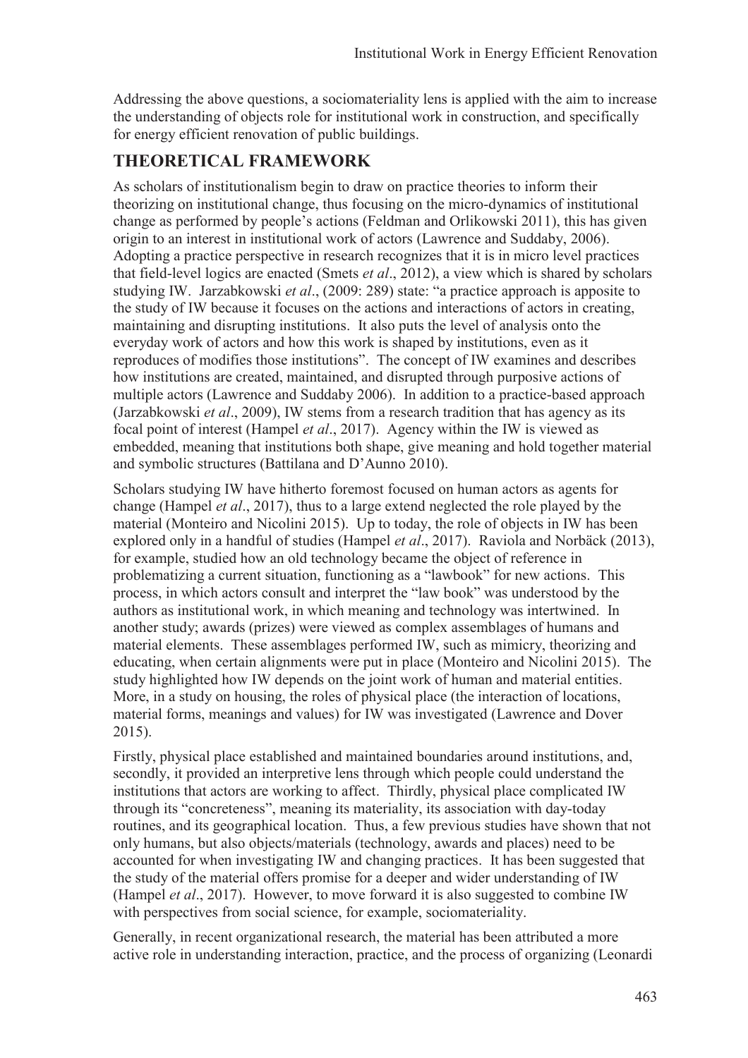Addressing the above questions, a sociomateriality lens is applied with the aim to increase the understanding of objects role for institutional work in construction, and specifically for energy efficient renovation of public buildings.

## THEORETICAL FRAMEWORK

As scholars of institutionalism begin to draw on practice theories to inform their theorizing on institutional change, thus focusing on the micro-dynamics of institutional change as performed by people's actions (Feldman and Orlikowski 2011), this has given origin to an interest in institutional work of actors (Lawrence and Suddaby, 2006). Adopting a practice perspective in research recognizes that it is in micro level practices that field-level logics are enacted (Smets *et al*., 2012), a view which is shared by scholars studying IW. Jarzabkowski *et al*., (2009: 289) state: "a practice approach is apposite to the study of IW because it focuses on the actions and interactions of actors in creating, maintaining and disrupting institutions. It also puts the level of analysis onto the everyday work of actors and how this work is shaped by institutions, even as it reproduces of modifies those institutions". The concept of IW examines and describes how institutions are created, maintained, and disrupted through purposive actions of multiple actors (Lawrence and Suddaby 2006). In addition to a practice-based approach (Jarzabkowski *et al*., 2009), IW stems from a research tradition that has agency as its focal point of interest (Hampel *et al*., 2017). Agency within the IW is viewed as embedded, meaning that institutions both shape, give meaning and hold together material and symbolic structures (Battilana and D'Aunno 2010).

Scholars studying IW have hitherto foremost focused on human actors as agents for change (Hampel *et al*., 2017), thus to a large extend neglected the role played by the material (Monteiro and Nicolini 2015). Up to today, the role of objects in IW has been explored only in a handful of studies (Hampel *et al*., 2017). Raviola and Norbäck (2013), for example, studied how an old technology became the object of reference in problematizing a current situation, functioning as a "lawbook" for new actions. This process, in which actors consult and interpret the "law book" was understood by the authors as institutional work, in which meaning and technology was intertwined. In another study; awards (prizes) were viewed as complex assemblages of humans and material elements. These assemblages performed IW, such as mimicry, theorizing and educating, when certain alignments were put in place (Monteiro and Nicolini 2015). The study highlighted how IW depends on the joint work of human and material entities. More, in a study on housing, the roles of physical place (the interaction of locations, material forms, meanings and values) for IW was investigated (Lawrence and Dover 2015).

Firstly, physical place established and maintained boundaries around institutions, and, secondly, it provided an interpretive lens through which people could understand the institutions that actors are working to affect. Thirdly, physical place complicated IW through its "concreteness", meaning its materiality, its association with day-today routines, and its geographical location. Thus, a few previous studies have shown that not only humans, but also objects/materials (technology, awards and places) need to be accounted for when investigating IW and changing practices. It has been suggested that the study of the material offers promise for a deeper and wider understanding of IW (Hampel *et al*., 2017). However, to move forward it is also suggested to combine IW with perspectives from social science, for example, sociomateriality.

Generally, in recent organizational research, the material has been attributed a more active role in understanding interaction, practice, and the process of organizing (Leonardi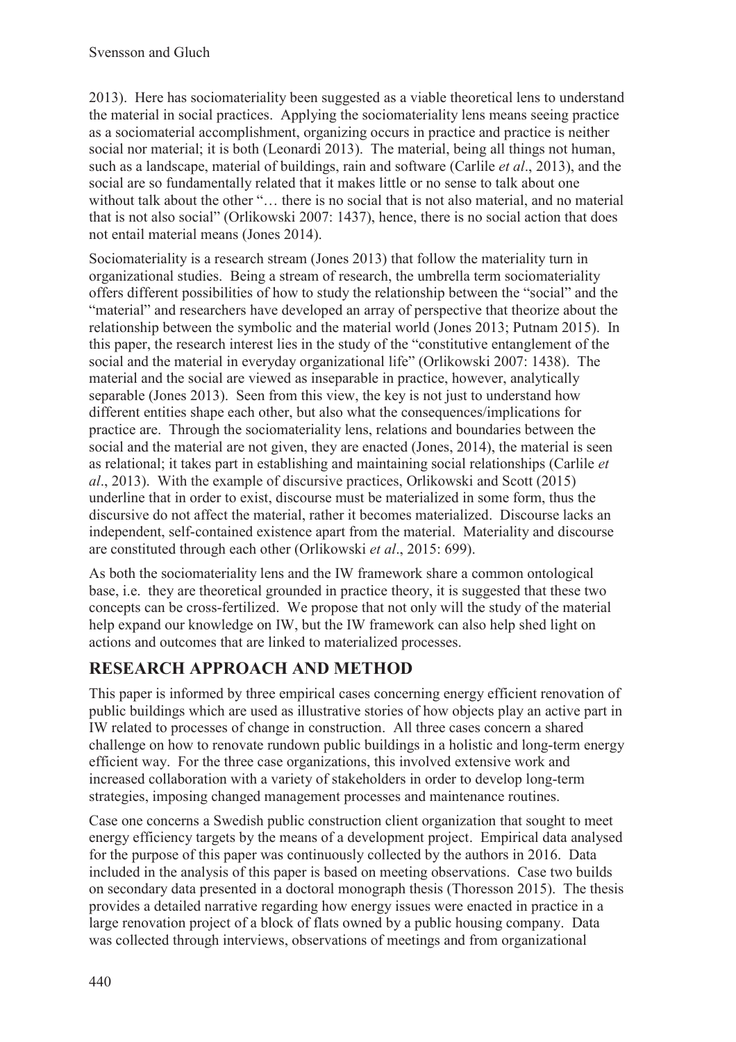2013). Here has sociomateriality been suggested as a viable theoretical lens to understand the material in social practices. Applying the sociomateriality lens means seeing practice as a sociomaterial accomplishment, organizing occurs in practice and practice is neither social nor material; it is both (Leonardi 2013). The material, being all things not human, such as a landscape, material of buildings, rain and software (Carlile *et al*., 2013), and the social are so fundamentally related that it makes little or no sense to talk about one without talk about the other "… there is no social that is not also material, and no material that is not also social" (Orlikowski 2007: 1437), hence, there is no social action that does not entail material means (Jones 2014).

Sociomateriality is a research stream (Jones 2013) that follow the materiality turn in organizational studies. Being a stream of research, the umbrella term sociomateriality offers different possibilities of how to study the relationship between the "social" and the "material" and researchers have developed an array of perspective that theorize about the relationship between the symbolic and the material world (Jones 2013; Putnam 2015). In this paper, the research interest lies in the study of the "constitutive entanglement of the social and the material in everyday organizational life" (Orlikowski 2007: 1438). The material and the social are viewed as inseparable in practice, however, analytically separable (Jones 2013). Seen from this view, the key is not just to understand how different entities shape each other, but also what the consequences/implications for practice are. Through the sociomateriality lens, relations and boundaries between the social and the material are not given, they are enacted (Jones, 2014), the material is seen as relational; it takes part in establishing and maintaining social relationships (Carlile *et al*., 2013). With the example of discursive practices, Orlikowski and Scott (2015) underline that in order to exist, discourse must be materialized in some form, thus the discursive do not affect the material, rather it becomes materialized. Discourse lacks an independent, self-contained existence apart from the material. Materiality and discourse are constituted through each other (Orlikowski *et al*., 2015: 699).

As both the sociomateriality lens and the IW framework share a common ontological base, i.e. they are theoretical grounded in practice theory, it is suggested that these two concepts can be cross-fertilized. We propose that not only will the study of the material help expand our knowledge on IW, but the IW framework can also help shed light on actions and outcomes that are linked to materialized processes.

## RESEARCH APPROACH AND METHOD

This paper is informed by three empirical cases concerning energy efficient renovation of public buildings which are used as illustrative stories of how objects play an active part in IW related to processes of change in construction. All three cases concern a shared challenge on how to renovate rundown public buildings in a holistic and long-term energy efficient way. For the three case organizations, this involved extensive work and increased collaboration with a variety of stakeholders in order to develop long-term strategies, imposing changed management processes and maintenance routines.

Case one concerns a Swedish public construction client organization that sought to meet energy efficiency targets by the means of a development project. Empirical data analysed for the purpose of this paper was continuously collected by the authors in 2016. Data included in the analysis of this paper is based on meeting observations. Case two builds on secondary data presented in a doctoral monograph thesis (Thoresson 2015). The thesis provides a detailed narrative regarding how energy issues were enacted in practice in a large renovation project of a block of flats owned by a public housing company. Data was collected through interviews, observations of meetings and from organizational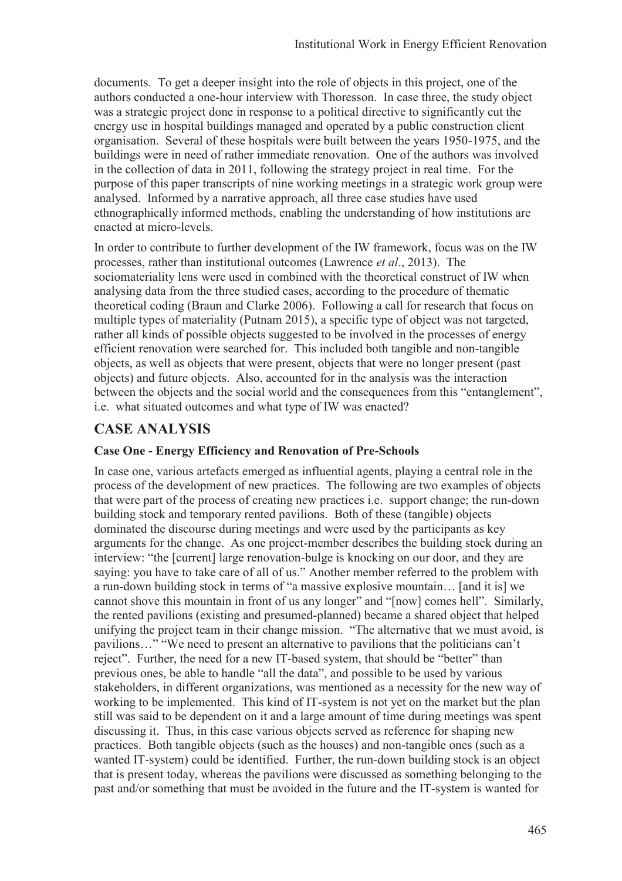documents. To get a deeper insight into the role of objects in this project, one of the authors conducted a one-hour interview with Thoresson. In case three, the study object was a strategic project done in response to a political directive to significantly cut the energy use in hospital buildings managed and operated by a public construction client organisation. Several of these hospitals were built between the years 1950-1975, and the buildings were in need of rather immediate renovation. One of the authors was involved in the collection of data in 2011, following the strategy project in real time. For the purpose of this paper transcripts of nine working meetings in a strategic work group were analysed. Informed by a narrative approach, all three case studies have used ethnographically informed methods, enabling the understanding of how institutions are enacted at micro-levels.

In order to contribute to further development of the IW framework, focus was on the IW processes, rather than institutional outcomes (Lawrence *et al*., 2013). The sociomateriality lens were used in combined with the theoretical construct of IW when analysing data from the three studied cases, according to the procedure of thematic theoretical coding (Braun and Clarke 2006). Following a call for research that focus on multiple types of materiality (Putnam 2015), a specific type of object was not targeted, rather all kinds of possible objects suggested to be involved in the processes of energy efficient renovation were searched for. This included both tangible and non-tangible objects, as well as objects that were present, objects that were no longer present (past objects) and future objects. Also, accounted for in the analysis was the interaction between the objects and the social world and the consequences from this "entanglement", i.e. what situated outcomes and what type of IW was enacted?

## CASE ANALYSIS

### Case One - Energy Efficiency and Renovation of Pre-Schools

In case one, various artefacts emerged as influential agents, playing a central role in the process of the development of new practices. The following are two examples of objects that were part of the process of creating new practices i.e. support change; the run-down building stock and temporary rented pavilions. Both of these (tangible) objects dominated the discourse during meetings and were used by the participants as key arguments for the change. As one project-member describes the building stock during an interview: "the [current] large renovation-bulge is knocking on our door, and they are saying: you have to take care of all of us." Another member referred to the problem with a run-down building stock in terms of "a massive explosive mountain… [and it is] we cannot shove this mountain in front of us any longer" and "[now] comes hell". Similarly, the rented pavilions (existing and presumed-planned) became a shared object that helped unifying the project team in their change mission. "The alternative that we must avoid, is pavilions…" "We need to present an alternative to pavilions that the politicians can't reject". Further, the need for a new IT-based system, that should be "better" than previous ones, be able to handle "all the data", and possible to be used by various stakeholders, in different organizations, was mentioned as a necessity for the new way of working to be implemented. This kind of IT-system is not yet on the market but the plan still was said to be dependent on it and a large amount of time during meetings was spent discussing it. Thus, in this case various objects served as reference for shaping new practices. Both tangible objects (such as the houses) and non-tangible ones (such as a wanted IT-system) could be identified. Further, the run-down building stock is an object that is present today, whereas the pavilions were discussed as something belonging to the past and/or something that must be avoided in the future and the IT-system is wanted for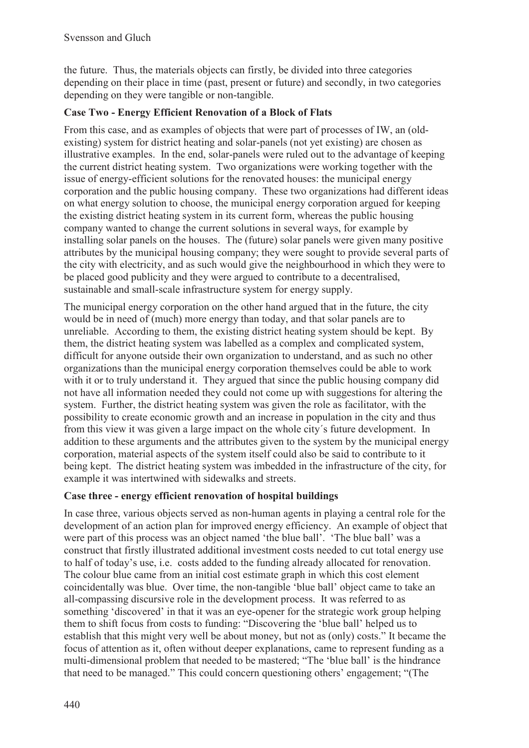the future. Thus, the materials objects can firstly, be divided into three categories depending on their place in time (past, present or future) and secondly, in two categories depending on they were tangible or non-tangible.

### Case Two - Energy Efficient Renovation of a Block of Flats

From this case, and as examples of objects that were part of processes of IW, an (old-existing) system for district heating and solar-panels (not yet existing) are chosen as illustrative examples. In the end, solar-panels were ruled out to the advantage of keeping the current district heating system. Two organizations were working together with the issue of energy-efficient solutions for the renovated houses: the municipal energy corporation and the public housing company. These two organizations had different ideas on what energy solution to choose, the municipal energy corporation argued for keeping the existing district heating system in its current form, whereas the public housing company wanted to change the current solutions in several ways, for example by installing solar panels on the houses. The (future) solar panels were given many positive attributes by the municipal housing company; they were sought to provide several parts of the city with electricity, and as such would give the neighbourhood in which they were to be placed good publicity and they were argued to contribute to a decentralised, sustainable and small-scale infrastructure system for energy supply.

The municipal energy corporation on the other hand argued that in the future, the city would be in need of (much) more energy than today, and that solar panels are to unreliable. According to them, the existing district heating system should be kept. By them, the district heating system was labelled as a complex and complicated system, difficult for anyone outside their own organization to understand, and as such no other organizations than the municipal energy corporation themselves could be able to work with it or to truly understand it. They argued that since the public housing company did not have all information needed they could not come up with suggestions for altering the system. Further, the district heating system was given the role as facilitator, with the possibility to create economic growth and an increase in population in the city and thus from this view it was given a large impact on the whole city´s future development. In addition to these arguments and the attributes given to the system by the municipal energy corporation, material aspects of the system itself could also be said to contribute to it being kept. The district heating system was imbedded in the infrastructure of the city, for example it was intertwined with sidewalks and streets.

### Case three - energy efficient renovation of hospital buildings

In case three, various objects served as non-human agents in playing a central role for the development of an action plan for improved energy efficiency. An example of object that were part of this process was an object named 'the blue ball'. 'The blue ball' was a construct that firstly illustrated additional investment costs needed to cut total energy use to half of today's use, i.e. costs added to the funding already allocated for renovation. The colour blue came from an initial cost estimate graph in which this cost element coincidentally was blue. Over time, the non-tangible 'blue ball' object came to take an all-compassing discursive role in the development process. It was referred to as something 'discovered' in that it was an eye-opener for the strategic work group helping them to shift focus from costs to funding: "Discovering the 'blue ball' helped us to establish that this might very well be about money, but not as (only) costs." It became the focus of attention as it, often without deeper explanations, came to represent funding as a multi-dimensional problem that needed to be mastered; "The 'blue ball' is the hindrance that need to be managed." This could concern questioning others' engagement; "(The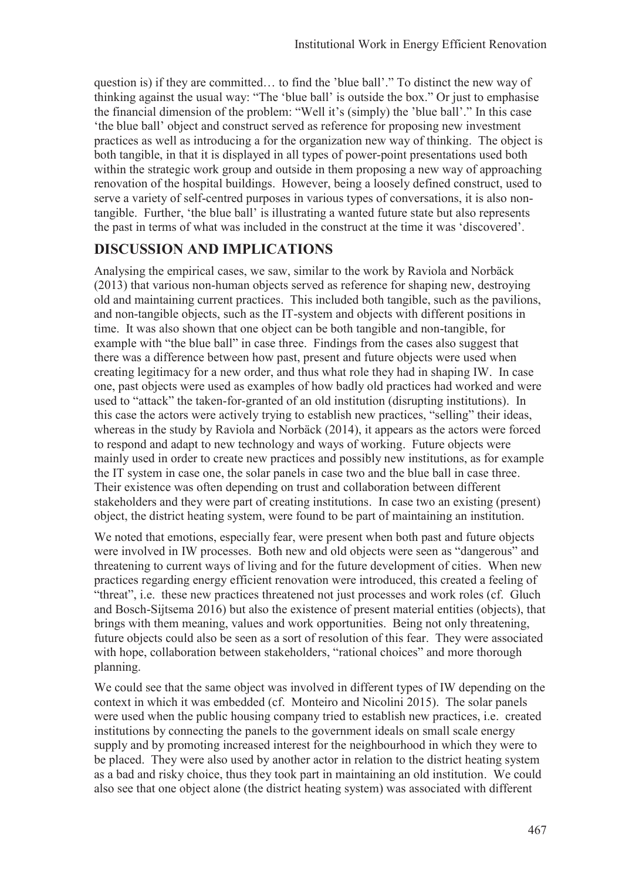question is) if they are committed… to find the 'blue ball'." To distinct the new way of thinking against the usual way: "The 'blue ball' is outside the box." Or just to emphasise the financial dimension of the problem: "Well it's (simply) the 'blue ball'." In this case 'the blue ball' object and construct served as reference for proposing new investment practices as well as introducing a for the organization new way of thinking. The object is both tangible, in that it is displayed in all types of power-point presentations used both within the strategic work group and outside in them proposing a new way of approaching renovation of the hospital buildings. However, being a loosely defined construct, used to serve a variety of self-centred purposes in various types of conversations, it is also non-tangible. Further, 'the blue ball' is illustrating a wanted future state but also represents the past in terms of what was included in the construct at the time it was 'discovered'.

## DISCUSSION AND IMPLICATIONS

Analysing the empirical cases, we saw, similar to the work by Raviola and Norbäck (2013) that various non-human objects served as reference for shaping new, destroying old and maintaining current practices. This included both tangible, such as the pavilions, and non-tangible objects, such as the IT-system and objects with different positions in time. It was also shown that one object can be both tangible and non-tangible, for example with "the blue ball" in case three. Findings from the cases also suggest that there was a difference between how past, present and future objects were used when creating legitimacy for a new order, and thus what role they had in shaping IW. In case one, past objects were used as examples of how badly old practices had worked and were used to "attack" the taken-for-granted of an old institution (disrupting institutions). In this case the actors were actively trying to establish new practices, "selling" their ideas, whereas in the study by Raviola and Norbäck (2014), it appears as the actors were forced to respond and adapt to new technology and ways of working. Future objects were mainly used in order to create new practices and possibly new institutions, as for example the IT system in case one, the solar panels in case two and the blue ball in case three. Their existence was often depending on trust and collaboration between different stakeholders and they were part of creating institutions. In case two an existing (present) object, the district heating system, were found to be part of maintaining an institution.

We noted that emotions, especially fear, were present when both past and future objects were involved in IW processes. Both new and old objects were seen as "dangerous" and threatening to current ways of living and for the future development of cities. When new practices regarding energy efficient renovation were introduced, this created a feeling of "threat", i.e. these new practices threatened not just processes and work roles (cf. Gluch and Bosch-Sijtsema 2016) but also the existence of present material entities (objects), that brings with them meaning, values and work opportunities. Being not only threatening, future objects could also be seen as a sort of resolution of this fear. They were associated with hope, collaboration between stakeholders, "rational choices" and more thorough planning.

We could see that the same object was involved in different types of IW depending on the context in which it was embedded (cf. Monteiro and Nicolini 2015). The solar panels were used when the public housing company tried to establish new practices, i.e. created institutions by connecting the panels to the government ideals on small scale energy supply and by promoting increased interest for the neighbourhood in which they were to be placed. They were also used by another actor in relation to the district heating system as a bad and risky choice, thus they took part in maintaining an old institution. We could also see that one object alone (the district heating system) was associated with different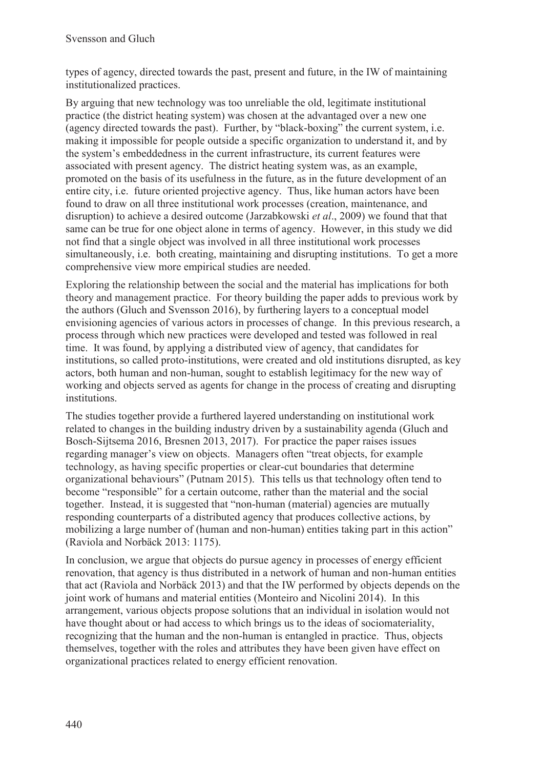types of agency, directed towards the past, present and future, in the IW of maintaining institutionalized practices.

By arguing that new technology was too unreliable the old, legitimate institutional practice (the district heating system) was chosen at the advantaged over a new one (agency directed towards the past). Further, by "black-boxing" the current system, i.e. making it impossible for people outside a specific organization to understand it, and by the system's embeddedness in the current infrastructure, its current features were associated with present agency. The district heating system was, as an example, promoted on the basis of its usefulness in the future, as in the future development of an entire city, i.e. future oriented projective agency. Thus, like human actors have been found to draw on all three institutional work processes (creation, maintenance, and disruption) to achieve a desired outcome (Jarzabkowski *et al*., 2009) we found that that same can be true for one object alone in terms of agency. However, in this study we did not find that a single object was involved in all three institutional work processes simultaneously, i.e. both creating, maintaining and disrupting institutions. To get a more comprehensive view more empirical studies are needed.

Exploring the relationship between the social and the material has implications for both theory and management practice. For theory building the paper adds to previous work by the authors (Gluch and Svensson 2016), by furthering layers to a conceptual model envisioning agencies of various actors in processes of change. In this previous research, a process through which new practices were developed and tested was followed in real time. It was found, by applying a distributed view of agency, that candidates for institutions, so called proto-institutions, were created and old institutions disrupted, as key actors, both human and non-human, sought to establish legitimacy for the new way of working and objects served as agents for change in the process of creating and disrupting institutions.

The studies together provide a furthered layered understanding on institutional work related to changes in the building industry driven by a sustainability agenda (Gluch and Bosch-Sijtsema 2016, Bresnen 2013, 2017). For practice the paper raises issues regarding manager's view on objects. Managers often "treat objects, for example technology, as having specific properties or clear-cut boundaries that determine organizational behaviours" (Putnam 2015). This tells us that technology often tend to become "responsible" for a certain outcome, rather than the material and the social together. Instead, it is suggested that "non-human (material) agencies are mutually responding counterparts of a distributed agency that produces collective actions, by mobilizing a large number of (human and non-human) entities taking part in this action" (Raviola and Norbäck 2013: 1175).

In conclusion, we argue that objects do pursue agency in processes of energy efficient renovation, that agency is thus distributed in a network of human and non-human entities that act (Raviola and Norbäck 2013) and that the IW performed by objects depends on the joint work of humans and material entities (Monteiro and Nicolini 2014). In this arrangement, various objects propose solutions that an individual in isolation would not have thought about or had access to which brings us to the ideas of sociomateriality, recognizing that the human and the non-human is entangled in practice. Thus, objects themselves, together with the roles and attributes they have been given have effect on organizational practices related to energy efficient renovation.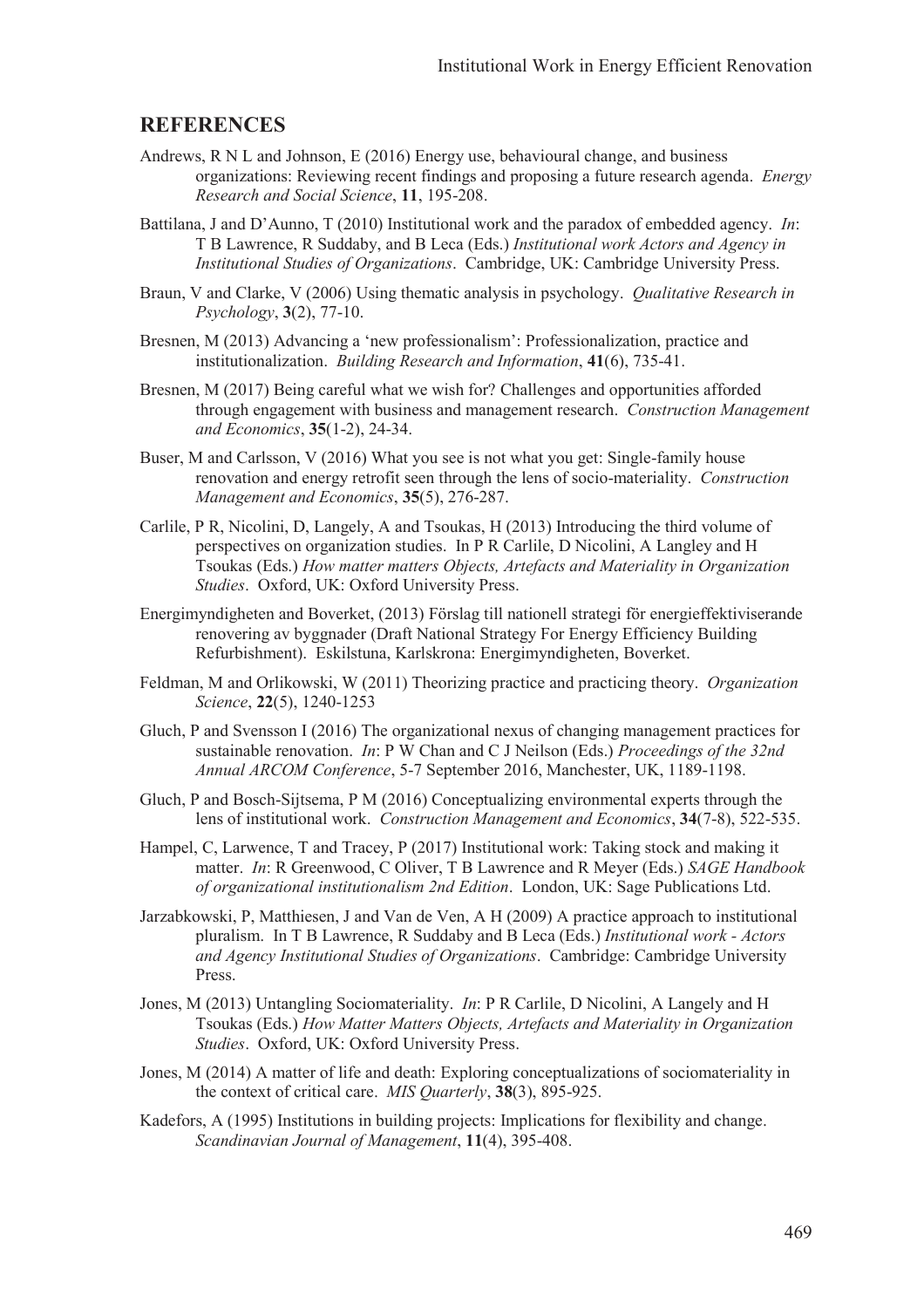## REFERENCES

Andrews, R N L and Johnson, E (2016) Energy use, behavioural change, and business organizations: Reviewing recent findings and proposing a future research agenda. *Energy Research and Social Science*, **11**, 195-208.

Battilana, J and D'Aunno, T (2010) Institutional work and the paradox of embedded agency. *In*: T B Lawrence, R Suddaby, and B Leca (Eds.) *Institutional work Actors and Agency in Institutional Studies of Organizations*. Cambridge, UK: Cambridge University Press.

Braun, V and Clarke, V (2006) Using thematic analysis in psychology. *Qualitative Research in Psychology*, **3**(2), 77-10.

Bresnen, M (2013) Advancing a 'new professionalism': Professionalization, practice and institutionalization. *Building Research and Information*, **41**(6), 735-41.

Bresnen, M (2017) Being careful what we wish for? Challenges and opportunities afforded through engagement with business and management research. *Construction Management and Economics*, **35**(1-2), 24-34.

Buser, M and Carlsson, V (2016) What you see is not what you get: Single-family house renovation and energy retrofit seen through the lens of socio-materiality. *Construction Management and Economics*, **35**(5), 276-287.

Carlile, P R, Nicolini, D, Langely, A and Tsoukas, H (2013) Introducing the third volume of perspectives on organization studies. In P R Carlile, D Nicolini, A Langley and H Tsoukas (Eds.) *How matter matters Objects, Artefacts and Materiality in Organization Studies*. Oxford, UK: Oxford University Press.

Energimyndigheten and Boverket, (2013) Förslag till nationell strategi för energieffektiviserande renovering av byggnader (Draft National Strategy For Energy Efficiency Building Refurbishment). Eskilstuna, Karlskrona: Energimyndigheten, Boverket.

Feldman, M and Orlikowski, W (2011) Theorizing practice and practicing theory. *Organization Science*, **22**(5), 1240-1253

Gluch, P and Svensson I (2016) The organizational nexus of changing management practices for sustainable renovation. *In*: P W Chan and C J Neilson (Eds.) *Proceedings of the 32nd Annual ARCOM Conference*, 5-7 September 2016, Manchester, UK, 1189-1198.

Gluch, P and Bosch-Sijtsema, P M (2016) Conceptualizing environmental experts through the lens of institutional work. *Construction Management and Economics*, **34**(7-8), 522-535.

Hampel, C, Larwence, T and Tracey, P (2017) Institutional work: Taking stock and making it matter. *In*: R Greenwood, C Oliver, T B Lawrence and R Meyer (Eds.) *SAGE Handbook of organizational institutionalism 2nd Edition*. London, UK: Sage Publications Ltd.

Jarzabkowski, P, Matthiesen, J and Van de Ven, A H (2009) A practice approach to institutional pluralism. In T B Lawrence, R Suddaby and B Leca (Eds.) *Institutional work - Actors and Agency Institutional Studies of Organizations*. Cambridge: Cambridge University Press.

Jones, M (2013) Untangling Sociomateriality. *In*: P R Carlile, D Nicolini, A Langely and H Tsoukas (Eds.) *How Matter Matters Objects, Artefacts and Materiality in Organization Studies*. Oxford, UK: Oxford University Press.

Jones, M (2014) A matter of life and death: Exploring conceptualizations of sociomateriality in the context of critical care. *MIS Quarterly*, **38**(3), 895-925.

Kadefors, A (1995) Institutions in building projects: Implications for flexibility and change. *Scandinavian Journal of Management*, **11**(4), 395-408.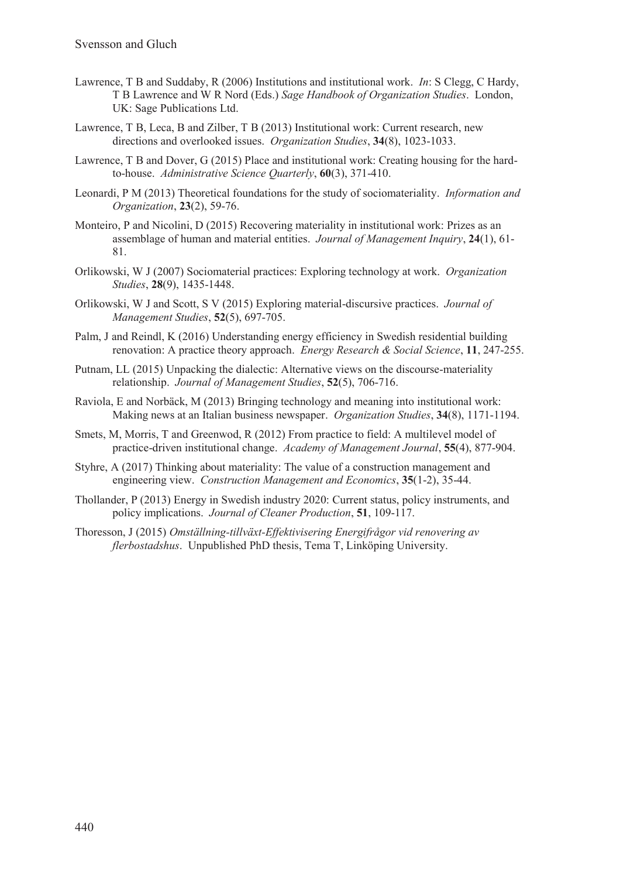Lawrence, T B and Suddaby, R (2006) Institutions and institutional work. *In*: S Clegg, C Hardy, T B Lawrence and W R Nord (Eds.) *Sage Handbook of Organization Studies*. London, UK: Sage Publications Ltd.

Lawrence, T B, Leca, B and Zilber, T B (2013) Institutional work: Current research, new directions and overlooked issues. *Organization Studies*, **34**(8), 1023-1033.

Lawrence, T B and Dover, G (2015) Place and institutional work: Creating housing for the hard-to-house. *Administrative Science Quarterly*, **60**(3), 371-410.

Leonardi, P M (2013) Theoretical foundations for the study of sociomateriality. *Information and Organization*, **23**(2), 59-76.

Monteiro, P and Nicolini, D (2015) Recovering materiality in institutional work: Prizes as an assemblage of human and material entities. *Journal of Management Inquiry*, **24**(1), 61-81.

Orlikowski, W J (2007) Sociomaterial practices: Exploring technology at work. *Organization Studies*, **28**(9), 1435-1448.

Orlikowski, W J and Scott, S V (2015) Exploring material-discursive practices. *Journal of Management Studies*, **52**(5), 697-705.

Palm, J and Reindl, K (2016) Understanding energy efficiency in Swedish residential building renovation: A practice theory approach. *Energy Research & Social Science*, **11**, 247-255.

Putnam, LL (2015) Unpacking the dialectic: Alternative views on the discourse-materiality relationship. *Journal of Management Studies*, **52**(5), 706-716.

Raviola, E and Norbäck, M (2013) Bringing technology and meaning into institutional work: Making news at an Italian business newspaper. *Organization Studies*, **34**(8), 1171-1194.

Smets, M, Morris, T and Greenwod, R (2012) From practice to field: A multilevel model of practice-driven institutional change. *Academy of Management Journal*, **55**(4), 877-904.

Styhre, A (2017) Thinking about materiality: The value of a construction management and engineering view. *Construction Management and Economics*, **35**(1-2), 35-44.

Thollander, P (2013) Energy in Swedish industry 2020: Current status, policy instruments, and policy implications. *Journal of Cleaner Production*, **51**, 109-117.

Thoresson, J (2015) *Omställning-tillväxt-Effektivisering Energifrågor vid renovering av flerbostadshus*. Unpublished PhD thesis, Tema T, Linköping University.